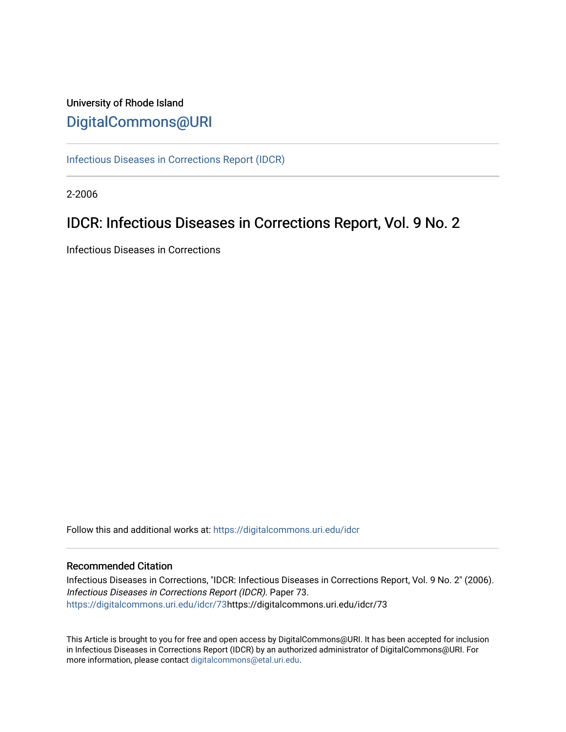University of Rhode Island

# DigitalCommons@URI

Infectious Diseases in Corrections Report (IDCR)

2-2006

## IDCR: Infectious Diseases in Corrections Report, Vol. 9 No. 2

Infectious Diseases in Corrections

Follow this and additional works at: https://digitalcommons.uri.edu/idcr

### Recommended Citation

Infectious Diseases in Corrections, "IDCR: Infectious Diseases in Corrections Report, Vol. 9 No. 2" (2006). *Infectious Diseases in Corrections Report (IDCR)*. Paper 73.
https://digitalcommons.uri.edu/idcr/73https://digitalcommons.uri.edu/idcr/73

This Article is brought to you for free and open access by DigitalCommons@URI. It has been accepted for inclusion in Infectious Diseases in Corrections Report (IDCR) by an authorized administrator of DigitalCommons@URI. For more information, please contact digitalcommons@etal.uri.edu.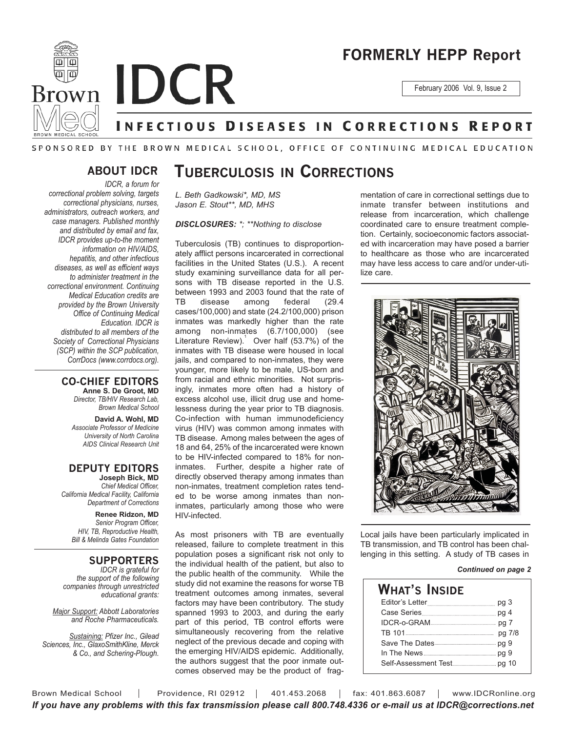# FORMERLY HEPP Report

February 2006 Vol. 9, Issue 2

# IDCR

## INFECTIOUS DISEASES IN CORRECTIONS REPORT

SPONSORED BY THE BROWN MEDICAL SCHOOL, OFFICE OF CONTINUING MEDICAL EDUCATION

### ABOUT IDCR

*IDCR, a forum for correctional problem solving, targets correctional physicians, nurses, administrators, outreach workers, and case managers. Published monthly and distributed by email and fax, IDCR provides up-to-the moment information on HIV/AIDS, hepatitis, and other infectious diseases, as well as efficient ways to administer treatment in the correctional environment. Continuing Medical Education credits are provided by the Brown University Office of Continuing Medical Education. IDCR is distributed to all members of the Society of Correctional Physicians (SCP) within the SCP publication, CorrDocs (www.corrdocs.org).*

### CO-CHIEF EDITORS

**Anne S. De Groot, MD**
*Director, TB/HIV Research Lab, Brown Medical School*

**David A. Wohl, MD**
*Associate Professor of Medicine University of North Carolina AIDS Clinical Research Unit*

### DEPUTY EDITORS

**Joseph Bick, MD**
*Chief Medical Officer, California Medical Facility, California Department of Corrections*

**Renee Ridzon, MD**
*Senior Program Officer, HIV, TB, Reproductive Health, Bill & Melinda Gates Foundation*

### SUPPORTERS

*IDCR is grateful for the support of the following companies through unrestricted educational grants:*

*Major Support: Abbott Laboratories and Roche Pharmaceuticals.*

*Sustaining: Pfizer Inc., Gilead Sciences, Inc., GlaxoSmithKline, Merck & Co., and Schering-Plough.*

# TUBERCULOSIS IN CORRECTIONS

*L. Beth Gadkowski\*, MD, MS*
*Jason E. Stout\*\*, MD, MHS*

***DISCLOSURES:** \*; \*\*Nothing to disclose*

Tuberculosis (TB) continues to disproportionately afflict persons incarcerated in correctional facilities in the United States (U.S.). A recent study examining surveillance data for all persons with TB disease reported in the U.S. between 1993 and 2003 found that the rate of TB disease among federal (29.4 cases/100,000) and state (24.2/100,000) prison inmates was markedly higher than the rate among non-inmates (6.7/100,000) (see Literature Review).[1] Over half (53.7%) of the inmates with TB disease were housed in local jails, and compared to non-inmates, they were younger, more likely to be male, US-born and from racial and ethnic minorities. Not surprisingly, inmates more often had a history of excess alcohol use, illicit drug use and homelessness during the year prior to TB diagnosis. Co-infection with human immunodeficiency virus (HIV) was common among inmates with TB disease. Among males between the ages of 18 and 64, 25% of the incarcerated were known to be HIV-infected compared to 18% for non-inmates. Further, despite a higher rate of directly observed therapy among inmates than non-inmates, treatment completion rates tended to be worse among inmates than non-inmates, particularly among those who were HIV-infected.

As most prisoners with TB are eventually released, failure to complete treatment in this population poses a significant risk not only to the individual health of the patient, but also to the public health of the community. While the study did not examine the reasons for worse TB treatment outcomes among inmates, several factors may have been contributory. The study spanned 1993 to 2003, and during the early part of this period, TB control efforts were simultaneously recovering from the relative neglect of the previous decade and coping with the emerging HIV/AIDS epidemic. Additionally, the authors suggest that the poor inmate outcomes observed may be the product of fragmentation of care in correctional settings due to inmate transfer between institutions and release from incarceration, which challenge coordinated care to ensure treatment completion. Certainly, socioeconomic factors associated with incarceration may have posed a barrier to healthcare as those who are incarcerated may have less access to care and/or under-utilize care.

Local jails have been particularly implicated in TB transmission, and TB control has been challenging in this setting. A study of TB cases in

***Continued on page 2***

## WHAT'S INSIDE

| | |
|---|---|
| Editor's Letter | pg 3 |
| Case Series | pg 4 |
| IDCR-o-GRAM | pg 7 |
| TB 101 | pg 7/8 |
| Save The Dates | pg 9 |
| In The News | pg 9 |
| Self-Assessment Test | pg 10 |

Brown Medical School | Providence, RI 02912 | 401.453.2068 | fax: 401.863.6087 | www.IDCRonline.org

***If you have any problems with this fax transmission please call 800.748.4336 or e-mail us at IDCR@corrections.net***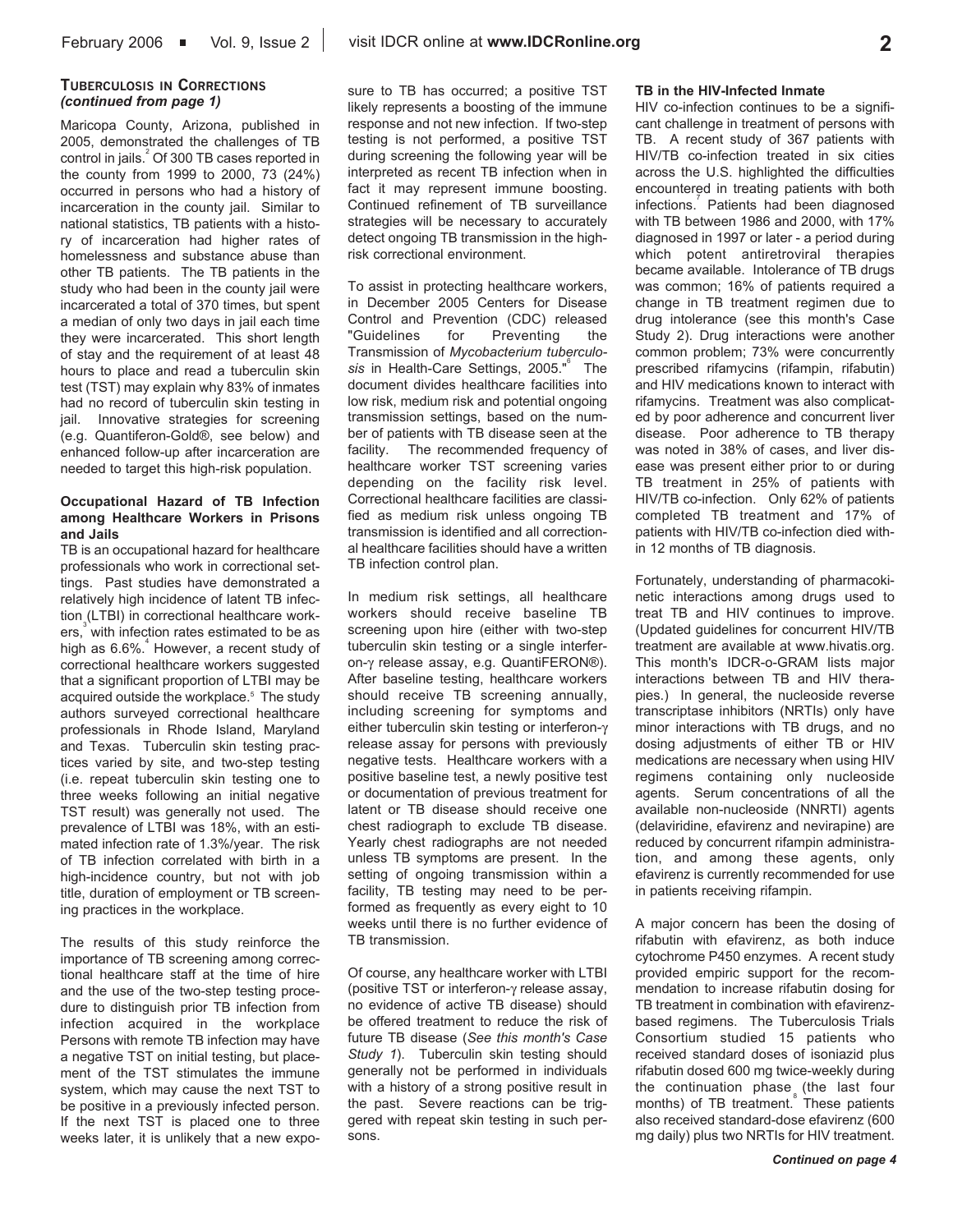**TUBERCULOSIS IN CORRECTIONS**
***(continued from page 1)***

Maricopa County, Arizona, published in 2005, demonstrated the challenges of TB control in jails.[2] Of 300 TB cases reported in the county from 1999 to 2000, 73 (24%) occurred in persons who had a history of incarceration in the county jail. Similar to national statistics, TB patients with a history of incarceration had higher rates of homelessness and substance abuse than other TB patients. The TB patients in the study who had been in the county jail were incarcerated a total of 370 times, but spent a median of only two days in jail each time they were incarcerated. This short length of stay and the requirement of at least 48 hours to place and read a tuberculin skin test (TST) may explain why 83% of inmates had no record of tuberculin skin testing in jail. Innovative strategies for screening (e.g. Quantiferon-Gold®, see below) and enhanced follow-up after incarceration are needed to target this high-risk population.

**Occupational Hazard of TB Infection among Healthcare Workers in Prisons and Jails**

TB is an occupational hazard for healthcare professionals who work in correctional settings. Past studies have demonstrated a relatively high incidence of latent TB infection (LTBI) in correctional healthcare workers,[3] with infection rates estimated to be as high as 6.6%.[4] However, a recent study of correctional healthcare workers suggested that a significant proportion of LTBI may be acquired outside the workplace.[5] The study authors surveyed correctional healthcare professionals in Rhode Island, Maryland and Texas. Tuberculin skin testing practices varied by site, and two-step testing (i.e. repeat tuberculin skin testing one to three weeks following an initial negative TST result) was generally not used. The prevalence of LTBI was 18%, with an estimated infection rate of 1.3%/year. The risk of TB infection correlated with birth in a high-incidence country, but not with job title, duration of employment or TB screening practices in the workplace.

The results of this study reinforce the importance of TB screening among correctional healthcare staff at the time of hire and the use of the two-step testing procedure to distinguish prior TB infection from infection acquired in the workplace Persons with remote TB infection may have a negative TST on initial testing, but placement of the TST stimulates the immune system, which may cause the next TST to be positive in a previously infected person. If the next TST is placed one to three weeks later, it is unlikely that a new exposure to TB has occurred; a positive TST likely represents a boosting of the immune response and not new infection. If two-step testing is not performed, a positive TST during screening the following year will be interpreted as recent TB infection when in fact it may represent immune boosting. Continued refinement of TB surveillance strategies will be necessary to accurately detect ongoing TB transmission in the high-risk correctional environment.

To assist in protecting healthcare workers, in December 2005 Centers for Disease Control and Prevention (CDC) released "Guidelines for Preventing the Transmission of *Mycobacterium tuberculosis* in Health-Care Settings, 2005."[6] The document divides healthcare facilities into low risk, medium risk and potential ongoing transmission settings, based on the number of patients with TB disease seen at the facility. The recommended frequency of healthcare worker TST screening varies depending on the facility risk level. Correctional healthcare facilities are classified as medium risk unless ongoing TB transmission is identified and all correctional healthcare facilities should have a written TB infection control plan.

In medium risk settings, all healthcare workers should receive baseline TB screening upon hire (either with two-step tuberculin skin testing or a single interferon-γ release assay, e.g. QuantiFERON®). After baseline testing, healthcare workers should receive TB screening annually, including screening for symptoms and either tuberculin skin testing or interferon-γ release assay for persons with previously negative tests. Healthcare workers with a positive baseline test, a newly positive test or documentation of previous treatment for latent or TB disease should receive one chest radiograph to exclude TB disease. Yearly chest radiographs are not needed unless TB symptoms are present. In the setting of ongoing transmission within a facility, TB testing may need to be performed as frequently as every eight to 10 weeks until there is no further evidence of TB transmission.

Of course, any healthcare worker with LTBI (positive TST or interferon-γ release assay, no evidence of active TB disease) should be offered treatment to reduce the risk of future TB disease (*See this month's Case Study 1*). Tuberculin skin testing should generally not be performed in individuals with a history of a strong positive result in the past. Severe reactions can be triggered with repeat skin testing in such persons.

**TB in the HIV-Infected Inmate**

HIV co-infection continues to be a significant challenge in treatment of persons with TB. A recent study of 367 patients with HIV/TB co-infection treated in six cities across the U.S. highlighted the difficulties encountered in treating patients with both infections.[7] Patients had been diagnosed with TB between 1986 and 2000, with 17% diagnosed in 1997 or later - a period during which potent antiretroviral therapies became available. Intolerance of TB drugs was common; 16% of patients required a change in TB treatment regimen due to drug intolerance (see this month's Case Study 2). Drug interactions were another common problem; 73% were concurrently prescribed rifamycins (rifampin, rifabutin) and HIV medications known to interact with rifamycins. Treatment was also complicated by poor adherence and concurrent liver disease. Poor adherence to TB therapy was noted in 38% of cases, and liver disease was present either prior to or during TB treatment in 25% of patients with HIV/TB co-infection. Only 62% of patients completed TB treatment and 17% of patients with HIV/TB co-infection died within 12 months of TB diagnosis.

Fortunately, understanding of pharmacokinetic interactions among drugs used to treat TB and HIV continues to improve. (Updated guidelines for concurrent HIV/TB treatment are available at www.hivatis.org. This month's IDCR-o-GRAM lists major interactions between TB and HIV therapies.) In general, the nucleoside reverse transcriptase inhibitors (NRTIs) only have minor interactions with TB drugs, and no dosing adjustments of either TB or HIV medications are necessary when using HIV regimens containing only nucleoside agents. Serum concentrations of all the available non-nucleoside (NNRTI) agents (delaviridine, efavirenz and nevirapine) are reduced by concurrent rifampin administration, and among these agents, only efavirenz is currently recommended for use in patients receiving rifampin.

A major concern has been the dosing of rifabutin with efavirenz, as both induce cytochrome P450 enzymes. A recent study provided empiric support for the recommendation to increase rifabutin dosing for TB treatment in combination with efavirenz-based regimens. The Tuberculosis Trials Consortium studied 15 patients who received standard doses of isoniazid plus rifabutin dosed 600 mg twice-weekly during the continuation phase[8] (the last four months) of TB treatment. These patients also received standard-dose efavirenz (600 mg daily) plus two NRTIs for HIV treatment.

***Continued on page 4***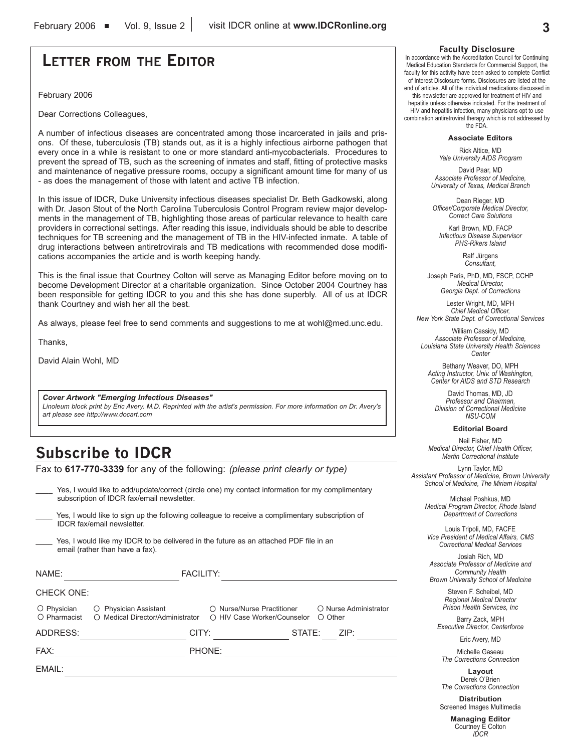# Letter from the Editor

February 2006

Dear Corrections Colleagues,

A number of infectious diseases are concentrated among those incarcerated in jails and prisons. Of these, tuberculosis (TB) stands out, as it is a highly infectious airborne pathogen that every once in a while is resistant to one or more standard anti-mycobacterials. Procedures to prevent the spread of TB, such as the screening of inmates and staff, fitting of protective masks and maintenance of negative pressure rooms, occupy a significant amount time for many of us - as does the management of those with latent and active TB infection.

In this issue of IDCR, Duke University infectious diseases specialist Dr. Beth Gadkowski, along with Dr. Jason Stout of the North Carolina Tuberculosis Control Program review major developments in the management of TB, highlighting those areas of particular relevance to health care providers in correctional settings. After reading this issue, individuals should be able to describe techniques for TB screening and the management of TB in the HIV-infected inmate. A table of drug interactions between antiretrovirals and TB medications with recommended dose modifications accompanies the article and is worth keeping handy.

This is the final issue that Courtney Colton will serve as Managing Editor before moving on to become Development Director at a charitable organization. Since October 2004 Courtney has been responsible for getting IDCR to you and this she has done superbly. All of us at IDCR thank Courtney and wish her all the best.

As always, please feel free to send comments and suggestions to me at wohl@med.unc.edu.

Thanks,

David Alain Wohl, MD

***Cover Artwork "Emerging Infectious Diseases"***
*Linoleum block print by Eric Avery. M.D. Reprinted with the artist's permission. For more information on Dr. Avery's art please see http://www.docart.com*

## Subscribe to IDCR

Fax to **617-770-3339** for any of the following: *(please print clearly or type)*

____ Yes, I would like to add/update/correct (circle one) my contact information for my complimentary subscription of IDCR fax/email newsletter.

____ Yes, I would like to sign up the following colleague to receive a complimentary subscription of IDCR fax/email newsletter.

____ Yes, I would like my IDCR to be delivered in the future as an attached PDF file in an email (rather than have a fax).

NAME: ______________________ FACILITY: ______________________

CHECK ONE:

○ Physician ○ Physician Assistant ○ Nurse/Nurse Practitioner ○ Nurse Administrator
○ Pharmacist ○ Medical Director/Administrator ○ HIV Case Worker/Counselor ○ Other

ADDRESS: ______________________ CITY: ______________ STATE: ____ ZIP: ________

FAX: ______________________ PHONE: ______________________

EMAIL: ______________________________________________

---

**Faculty Disclosure**

In accordance with the Accreditation Council for Continuing Medical Education Standards for Commercial Support, the faculty for this activity have been asked to complete Conflict of Interest Disclosure forms. Disclosures are listed at the end of articles. All of the individual medications discussed in this newsletter are approved for treatment of HIV and hepatitis unless otherwise indicated. For the treatment of HIV and hepatitis infection, many physicians opt to use combination antiretroviral therapy which is not addressed by the FDA.

**Associate Editors**

Rick Altice, MD
*Yale University AIDS Program*

David Paar, MD
*Associate Professor of Medicine, University of Texas, Medical Branch*

Dean Rieger, MD
*Officer/Corporate Medical Director, Correct Care Solutions*

Karl Brown, MD, FACP
*Infectious Disease Supervisor PHS-Rikers Island*

Ralf Jürgens
*Consultant,*

Joseph Paris, PhD, MD, FSCP, CCHP
*Medical Director, Georgia Dept. of Corrections*

Lester Wright, MD, MPH
*Chief Medical Officer, New York State Dept. of Correctional Services*

William Cassidy, MD
*Associate Professor of Medicine, Louisiana State University Health Sciences Center*

Bethany Weaver, DO, MPH
*Acting Instructor, Univ. of Washington, Center for AIDS and STD Research*

David Thomas, MD, JD
*Professor and Chairman, Division of Correctional Medicine NSU-COM*

**Editorial Board**

Neil Fisher, MD
*Medical Director, Chief Health Officer, Martin Correctional Institute*

Lynn Taylor, MD
*Assistant Professor of Medicine, Brown University School of Medicine, The Miriam Hospital*

Michael Poshkus, MD
*Medical Program Director, Rhode Island Department of Corrections*

Louis Tripoli, MD, FACFE
*Vice President of Medical Affairs, CMS Correctional Medical Services*

Josiah Rich, MD
*Associate Professor of Medicine and Community Health Brown University School of Medicine*

Steven F. Scheibel, MD
*Regional Medical Director Prison Health Services, Inc*

Barry Zack, MPH
*Executive Director, Centerforce*

Eric Avery, MD

Michelle Gaseau
*The Corrections Connection*

**Layout**
Derek O'Brien
*The Corrections Connection*

**Distribution**
Screened Images Multimedia

**Managing Editor**
Courtney E Colton
*IDCR*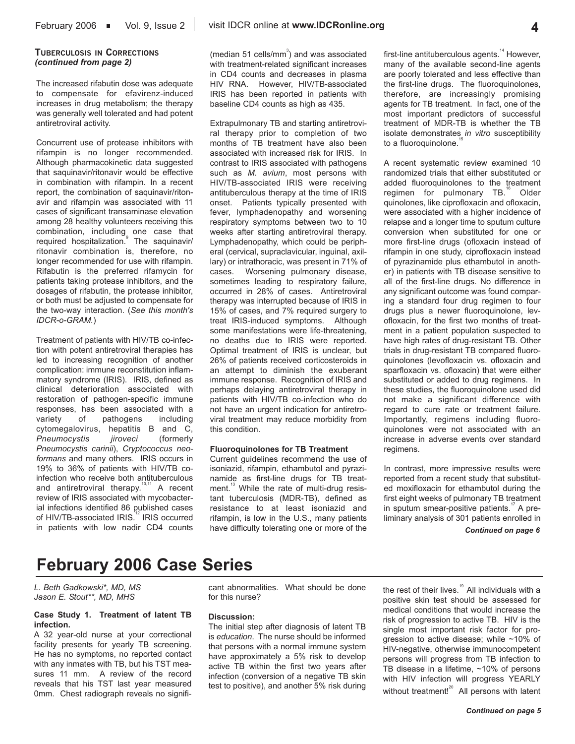**TUBERCULOSIS IN CORRECTIONS**
***(continued from page 2)***

The increased rifabutin dose was adequate to compensate for efavirenz-induced increases in drug metabolism; the therapy was generally well tolerated and had potent antiretroviral activity.

Concurrent use of protease inhibitors with rifampin is no longer recommended. Although pharmacokinetic data suggested that saquinavir/ritonavir would be effective in combination with rifampin. In a recent report, the combination of saquinavir/ritonavir and rifampin was associated with 11 cases of significant transaminase elevation among 28 healthy volunteers receiving this combination, including one case that required hospitalization.[9] The saquinavir/ritonavir combination is, therefore, no longer recommended for use with rifampin. Rifabutin is the preferred rifamycin for patients taking protease inhibitors, and the dosages of rifabutin, the protease inhibitor, or both must be adjusted to compensate for the two-way interaction. (*See this month's IDCR-o-GRAM.*)

Treatment of patients with HIV/TB co-infection with potent antiretroviral therapies has led to increasing recognition of another complication: immune reconstitution inflammatory syndrome (IRIS). IRIS, defined as clinical deterioration associated with restoration of pathogen-specific immune responses, has been associated with a variety of pathogens including cytomegalovirus, hepatitis B and C, *Pneumocystis jiroveci* (formerly *Pneumocystis carinii*), *Cryptococcus neoformans* and many others. IRIS occurs in 19% to 36% of patients with HIV/TB co-infection who receive both antituberculous and antiretroviral therapy.[10,11] A recent review of IRIS associated with mycobacterial infections identified 86 published cases of HIV/TB-associated IRIS.[12] IRIS occurred in patients with low nadir CD4 counts (median 51 cells/mm$^3$) and was associated with treatment-related significant increases in CD4 counts and decreases in plasma HIV RNA. However, HIV/TB-associated IRIS has been reported in patients with baseline CD4 counts as high as 435.

Extrapulmonary TB and starting antiretroviral therapy prior to completion of two months of TB treatment have also been associated with increased risk for IRIS. In contrast to IRIS associated with pathogens such as *M. avium*, most persons with HIV/TB-associated IRIS were receiving antituberculous therapy at the time of IRIS onset. Patients typically presented with fever, lymphadenopathy and worsening respiratory symptoms between two to 10 weeks after starting antiretroviral therapy. Lymphadenopathy, which could be peripheral (cervical, supraclavicular, inguinal, axillary) or intrathoracic, was present in 71% of cases. Worsening pulmonary disease, sometimes leading to respiratory failure, occurred in 28% of cases. Antiretroviral therapy was interrupted because of IRIS in 15% of cases, and 7% required surgery to treat IRIS-induced symptoms. Although some manifestations were life-threatening, no deaths due to IRIS were reported. Optimal treatment of IRIS is unclear, but 26% of patients received corticosteroids in an attempt to diminish the exuberant immune response. Recognition of IRIS and perhaps delaying antiretroviral therapy in patients with HIV/TB co-infection who do not have an urgent indication for antiretroviral treatment may reduce morbidity from this condition.

**Fluoroquinolones for TB Treatment**

Current guidelines recommend the use of isoniazid, rifampin, ethambutol and pyrazinamide as first-line drugs for TB treatment.[13] While the rate of multi-drug resistant tuberculosis (MDR-TB), defined as resistance to at least isoniazid and rifampin, is low in the U.S., many patients have difficulty tolerating one or more of the first-line antituberculous agents.[14] However, many of the available second-line agents are poorly tolerated and less effective than the first-line drugs. The fluoroquinolones, therefore, are increasingly promising agents for TB treatment. In fact, one of the most important predictors of successful treatment of MDR-TB is whether the TB isolate demonstrates *in vitro* susceptibility to a fluoroquinolone.[15]

A recent systematic review examined 10 randomized trials that either substituted or added fluoroquinolones to the treatment regimen for pulmonary TB.[16] Older quinolones, like ciprofloxacin and ofloxacin, were associated with a higher incidence of relapse and a longer time to sputum culture conversion when substituted for one or more first-line drugs (ofloxacin instead of rifampin in one study, ciprofloxacin instead of pyrazinamide plus ethambutol in another) in patients with TB disease sensitive to all of the first-line drugs. No difference in any significant outcome was found comparing a standard four drug regimen to four drugs plus a newer fluoroquinolone, levofloxacin, for the first two months of treatment in a patient population suspected to have high rates of drug-resistant TB. Other trials in drug-resistant TB compared fluoroquinolones (levofloxacin vs. ofloxacin and sparfloxacin vs. ofloxacin) that were either substituted or added to drug regimens. In these studies, the fluoroquinolone used did not make a significant difference with regard to cure rate or treatment failure. Importantly, regimens including fluoroquinolones were not associated with an increase in adverse events over standard regimens.

In contrast, more impressive results were reported from a recent study that substituted moxifloxacin for ethambutol during the first eight weeks of pulmonary TB treatment in sputum smear-positive patients.[17] A preliminary analysis of 301 patients enrolled in

***Continued on page 6***

# February 2006 Case Series

*L. Beth Gadkowski\*, MD, MS*
*Jason E. Stout\*\*, MD, MHS*

**Case Study 1. Treatment of latent TB infection.**

A 32 year-old nurse at your correctional facility presents for yearly TB screening. He has no symptoms, no reported contact with any inmates with TB, but his TST measures 11 mm. A review of the record reveals that his TST last year measured 0mm. Chest radiograph reveals no significant abnormalities. What should be done for this nurse?

**Discussion:**

The initial step after diagnosis of latent TB is *education*. The nurse should be informed that persons with a normal immune system have approximately a 5% risk to develop active TB within the first two years after infection (conversion of a negative TB skin test to positive), and another 5% risk during the rest of their lives.[19] All individuals with a positive skin test should be assessed for medical conditions that would increase the risk of progression to active TB. HIV is the single most important risk factor for progression to active disease; while ~10% of HIV-negative, otherwise immunocompetent persons will progress from TB infection to TB disease in a lifetime, ~10% of persons with HIV infection will progress YEARLY without treatment![20] All persons with latent

***Continued on page 5***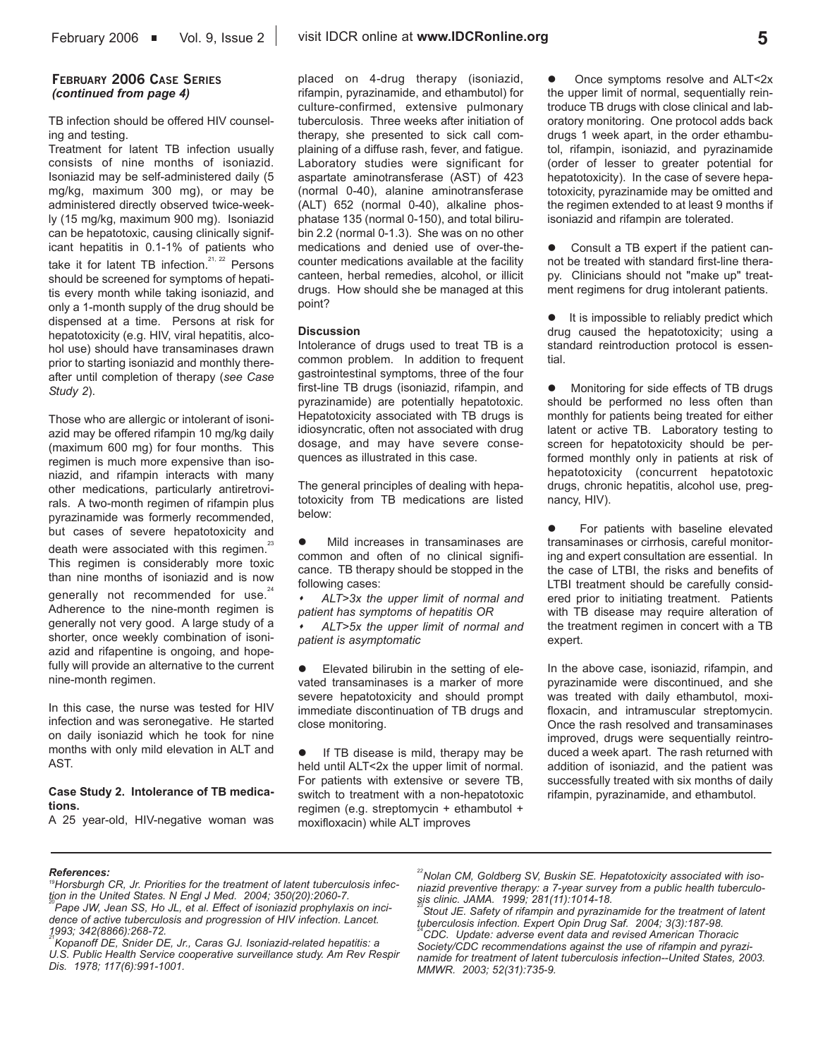**February 2006 Case Series** *(continued from page 4)*

TB infection should be offered HIV counseling and testing.

Treatment for latent TB infection usually consists of nine months of isoniazid. Isoniazid may be self-administered daily (5 mg/kg, maximum 300 mg), or may be administered directly observed twice-weekly (15 mg/kg, maximum 900 mg). Isoniazid can be hepatotoxic, causing clinically significant hepatitis in 0.1-1% of patients who take it for latent TB infection.[21, 22] Persons should be screened for symptoms of hepatitis every month while taking isoniazid, and only a 1-month supply of the drug should be dispensed at a time. Persons at risk for hepatotoxicity (e.g. HIV, viral hepatitis, alcohol use) should have transaminases drawn prior to starting isoniazid and monthly thereafter until completion of therapy (*see Case Study 2*).

Those who are allergic or intolerant of isoniazid may be offered rifampin 10 mg/kg daily (maximum 600 mg) for four months. This regimen is much more expensive than isoniazid, and rifampin interacts with many other medications, particularly antiretrovirals. A two-month regimen of rifampin plus pyrazinamide was formerly recommended, but cases of severe hepatotoxicity and death were associated with this regimen.[23] This regimen is considerably more toxic than nine months of isoniazid and is now generally not recommended for use.[24] Adherence to the nine-month regimen is generally not very good. A large study of a shorter, once weekly combination of isoniazid and rifapentine is ongoing, and hopefully will provide an alternative to the current nine-month regimen.

In this case, the nurse was tested for HIV infection and was seronegative. He started on daily isoniazid which he took for nine months with only mild elevation in ALT and AST.

**Case Study 2. Intolerance of TB medications.**

A 25 year-old, HIV-negative woman was placed on 4-drug therapy (isoniazid, rifampin, pyrazinamide, and ethambutol) for culture-confirmed, extensive pulmonary tuberculosis. Three weeks after initiation of therapy, she presented to sick call complaining of a diffuse rash, fever, and fatigue. Laboratory studies were significant for aspartate aminotransferase (AST) of 423 (normal 0-40), alanine aminotransferase (ALT) 652 (normal 0-40), alkaline phosphatase 135 (normal 0-150), and total bilirubin 2.2 (normal 0-1.3). She was on no other medications and denied use of over-the-counter medications available at the facility canteen, herbal remedies, alcohol, or illicit drugs. How should she be managed at this point?

**Discussion**

Intolerance of drugs used to treat TB is a common problem. In addition to frequent gastrointestinal symptoms, three of the four first-line TB drugs (isoniazid, rifampin, and pyrazinamide) are potentially hepatotoxic. Hepatotoxicity associated with TB drugs is idiosyncratic, often not associated with drug dosage, and may have severe consequences as illustrated in this case.

The general principles of dealing with hepatotoxicity from TB medications are listed below:

- Mild increases in transaminases are common and often of no clinical significance. TB therapy should be stopped in the following cases:
  - *ALT>3x the upper limit of normal and patient has symptoms of hepatitis OR*
  - *ALT>5x the upper limit of normal and patient is asymptomatic*
- Elevated bilirubin in the setting of elevated transaminases is a marker of more severe hepatotoxicity and should prompt immediate discontinuation of TB drugs and close monitoring.
- If TB disease is mild, therapy may be held until ALT<2x the upper limit of normal. For patients with extensive or severe TB, switch to treatment with a non-hepatotoxic regimen (e.g. streptomycin + ethambutol + moxifloxacin) while ALT improves
- Once symptoms resolve and ALT<2x the upper limit of normal, sequentially reintroduce TB drugs with close clinical and laboratory monitoring. One protocol adds back drugs 1 week apart, in the order ethambutol, rifampin, isoniazid, and pyrazinamide (order of lesser to greater potential for hepatotoxicity). In the case of severe hepatotoxicity, pyrazinamide may be omitted and the regimen extended to at least 9 months if isoniazid and rifampin are tolerated.
- Consult a TB expert if the patient cannot be treated with standard first-line therapy. Clinicians should not "make up" treatment regimens for drug intolerant patients.
- It is impossible to reliably predict which drug caused the hepatotoxicity; using a standard reintroduction protocol is essential.
- Monitoring for side effects of TB drugs should be performed no less often than monthly for patients being treated for either latent or active TB. Laboratory testing to screen for hepatotoxicity should be performed monthly only in patients at risk of hepatotoxicity (concurrent hepatotoxic drugs, chronic hepatitis, alcohol use, pregnancy, HIV).
- For patients with baseline elevated transaminases or cirrhosis, careful monitoring and expert consultation are essential. In the case of LTBI, the risks and benefits of LTBI treatment should be carefully considered prior to initiating treatment. Patients with TB disease may require alteration of the treatment regimen in concert with a TB expert.

In the above case, isoniazid, rifampin, and pyrazinamide were discontinued, and she was treated with daily ethambutol, moxifloxacin, and intramuscular streptomycin. Once the rash resolved and transaminases improved, drugs were sequentially reintroduced a week apart. The rash returned with addition of isoniazid, and the patient was successfully treated with six months of daily rifampin, pyrazinamide, and ethambutol.

***References:***

*[19] Horsburgh CR, Jr. Priorities for the treatment of latent tuberculosis infection in the United States. N Engl J Med. 2004; 350(20):2060-7.*

*[20] Pape JW, Jean SS, Ho JL, et al. Effect of isoniazid prophylaxis on incidence of active tuberculosis and progression of HIV infection. Lancet. 1993; 342(8866):268-72.*

*[21] Kopanoff DE, Snider DE, Jr., Caras GJ. Isoniazid-related hepatitis: a U.S. Public Health Service cooperative surveillance study. Am Rev Respir Dis. 1978; 117(6):991-1001.*

*[22] Nolan CM, Goldberg SV, Buskin SE. Hepatotoxicity associated with isoniazid preventive therapy: a 7-year survey from a public health tuberculosis clinic. JAMA. 1999; 281(11):1014-18.*

*[23] Stout JE. Safety of rifampin and pyrazinamide for the treatment of latent tuberculosis infection. Expert Opin Drug Saf. 2004; 3(3):187-98.*

*[24] CDC. Update: adverse event data and revised American Thoracic Society/CDC recommendations against the use of rifampin and pyrazinamide for treatment of latent tuberculosis infection--United States, 2003. MMWR. 2003; 52(31):735-9.*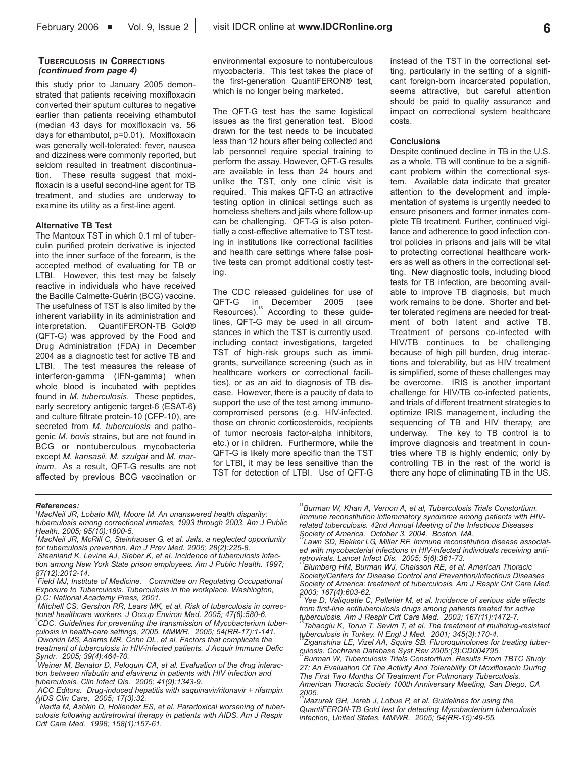**Tuberculosis in Corrections** *(continued from page 4)*

this study prior to January 2005 demonstrated that patients receiving moxifloxacin converted their sputum cultures to negative earlier than patients receiving ethambutol (median 43 days for moxifloxacin vs. 56 days for ethambutol, p=0.01). Moxifloxacin was generally well-tolerated: fever, nausea and dizziness were commonly reported, but seldom resulted in treatment discontinuation. These results suggest that moxifloxacin is a useful second-line agent for TB treatment, and studies are underway to examine its utility as a first-line agent.

**Alternative TB Test**

The Mantoux TST in which 0.1 ml of tuberculin purified protein derivative is injected into the inner surface of the forearm, is the accepted method of evaluating for TB or LTBI. However, this test may be falsely reactive in individuals who have received the Bacille Calmette-Guèrin (BCG) vaccine. The usefulness of TST is also limited by the inherent variability in its administration and interpretation. QuantiFERON-TB Gold® (QFT-G) was approved by the Food and Drug Administration (FDA) in December 2004 as a diagnostic test for active TB and LTBI. The test measures the release of interferon-gamma (IFN-gamma) when whole blood is incubated with peptides found in *M. tuberculosis*. These peptides, early secretory antigenic target-6 (ESAT-6) and culture filtrate protein-10 (CFP-10), are secreted from *M. tuberculosis* and pathogenic *M. bovis* strains, but are not found in BCG or nontuberculous mycobacteria except *M. kansasii, M. szulgai* and *M. marinum*. As a result, QFT-G results are not affected by previous BCG vaccination or environmental exposure to nontuberculous mycobacteria. This test takes the place of the first-generation QuantiFERON® test, which is no longer being marketed.

The QFT-G test has the same logistical issues as the first generation test. Blood drawn for the test needs to be incubated less than 12 hours after being collected and lab personnel require special training to perform the assay. However, QFT-G results are available in less than 24 hours and unlike the TST, only one clinic visit is required. This makes QFT-G an attractive testing option in clinical settings such as homeless shelters and jails where follow-up can be challenging. QFT-G is also potentially a cost-effective alternative to TST testing in institutions like correctional facilities and health care settings where false positive tests can prompt additional costly testing.

The CDC released guidelines for use of QFT-G in December 2005 (see Resources).[18] According to these guidelines, QFT-G may be used in all circumstances in which the TST is currently used, including contact investigations, targeted TST of high-risk groups such as immigrants, surveillance screening (such as in healthcare workers or correctional facilities), or as an aid to diagnosis of TB disease. However, there is a paucity of data to support the use of the test among immunocompromised persons (e.g. HIV-infected, those on chronic corticosteroids, recipients of tumor necrosis factor-alpha inhibitors, etc.) or in children. Furthermore, while the QFT-G is likely more specific than the TST for LTBI, it may be less sensitive than the TST for detection of LTBI. Use of QFT-G instead of the TST in the correctional setting, particularly in the setting of a significant foreign-born incarcerated population, seems attractive, but careful attention should be paid to quality assurance and impact on correctional system healthcare costs.

**Conclusions**

Despite continued decline in TB in the U.S. as a whole, TB will continue to be a significant problem within the correctional system. Available data indicate that greater attention to the development and implementation of systems is urgently needed to ensure prisoners and former inmates complete TB treatment. Further, continued vigilance and adherence to good infection control policies in prisons and jails will be vital to protecting correctional healthcare workers as well as others in the correctional setting. New diagnostic tools, including blood tests for TB infection, are becoming available to improve TB diagnosis, but much work remains to be done. Shorter and better tolerated regimens are needed for treatment of both latent and active TB. Treatment of persons co-infected with HIV/TB continues to be challenging because of high pill burden, drug interactions and tolerability, but as HIV treatment is simplified, some of these challenges may be overcome. IRIS is another important challenge for HIV/TB co-infected patients, and trials of different treatment strategies to optimize IRIS management, including the sequencing of TB and HIV therapy, are underway. The key to TB control is to improve diagnosis and treatment in countries where TB is highly endemic; only by controlling TB in the rest of the world is there any hope of eliminating TB in the US.

***References:***

*[1] MacNeil JR, Lobato MN, Moore M. An unanswered health disparity: tuberculosis among correctional inmates, 1993 through 2003. Am J Public Health. 2005; 95(10):1800-5.*

*[2] MacNeil JR, McRill C, Steinhauser G, et al. Jails, a neglected opportunity for tuberculosis prevention. Am J Prev Med. 2005; 28(2):225-8.*

*[3] Steenland K, Levine AJ, Sieber K, et al. Incidence of tuberculosis infection among New York State prison employees. Am J Public Health. 1997; 87(12):2012-14.*

*[4] Field MJ, Institute of Medicine. Committee on Regulating Occupational Exposure to Tuberculosis. Tuberculosis in the workplace. Washington, D.C: National Academy Press, 2001.*

*[5] Mitchell CS, Gershon RR, Lears MK, et al. Risk of tuberculosis in correctional healthcare workers. J Occup Environ Med. 2005; 47(6):580-6.*

*[6] CDC. Guidelines for preventing the transmission of Mycobacterium tuberculosis in health-care settings, 2005. MMWR. 2005; 54(RR-17):1-141.*

*[7] Dworkin MS, Adams MR, Cohn DL, et al. Factors that complicate the treatment of tuberculosis in HIV-infected patients. J Acquir Immune Defic Syndr. 2005; 39(4):464-70.*

*[8] Weiner M, Benator D, Peloquin CA, et al. Evaluation of the drug interaction between rifabutin and efavirenz in patients with HIV infection and tuberculosis. Clin Infect Dis. 2005; 41(9):1343-9.*

*[9] ACC Editors. Drug-induced hepatitis with saquinavir/ritonavir + rifampin. AIDS Clin Care, 2005; 17(3):32.*

*[10] Narita M, Ashkin D, Hollender ES, et al. Paradoxical worsening of tuberculosis following antiretroviral therapy in patients with AIDS. Am J Respir Crit Care Med. 1998; 158(1):157-61.*

*[11] Burman W, Khan A, Vernon A, et al, Tuberculosis Trials Constortium. Immune reconstitution inflammatory syndrome among patients with HIV-related tuberculosis. 42nd Annual Meeting of the Infectious Diseases Society of America. October 3, 2004. Boston, MA.*

*[12] Lawn SD, Bekker LG, Miller RF. Immune reconstitution disease associated with mycobacterial infections in HIV-infected individuals receiving antiretrovirals. Lancet Infect Dis. 2005; 5(6):361-73.*

*[13] Blumberg HM, Burman WJ, Chaisson RE, et al. American Thoracic Society/Centers for Disease Control and Prevention/Infectious Diseases Society of America: treatment of tuberculosis. Am J Respir Crit Care Med. 2003; 167(4):603-62.*

*[14] Yee D, Valiquette C, Pelletier M, et al. Incidence of serious side effects from first-line antituberculosis drugs among patients treated for active tuberculosis. Am J Respir Crit Care Med. 2003; 167(11):1472-7.*

*[15] Tahaoglu K, Torun T, Sevim T, et al. The treatment of multidrug-resistant tuberculosis in Turkey. N Engl J Med. 2001; 345(3):170-4.*

*[16] Ziganshina LE, Vizel AA, Squire SB. Fluoroquinolones for treating tuberculosis. Cochrane Database Syst Rev 2005;(3):CD004795.*

*[17] Burman W, Tuberculosis Trials Constortium. Results From TBTC Study 27: An Evaluation Of The Activity And Tolerability Of Moxifloxacin During The First Two Months Of Treatment For Pulmonary Tuberculosis. American Thoracic Society 100th Anniversary Meeting, San Diego, CA 2005.*

*[18] Mazurek GH, Jereb J, Lobue P, et al. Guidelines for using the QuantiFERON-TB Gold test for detecting Mycobacterium tuberculosis infection, United States. MMWR. 2005; 54(RR-15):49-55.*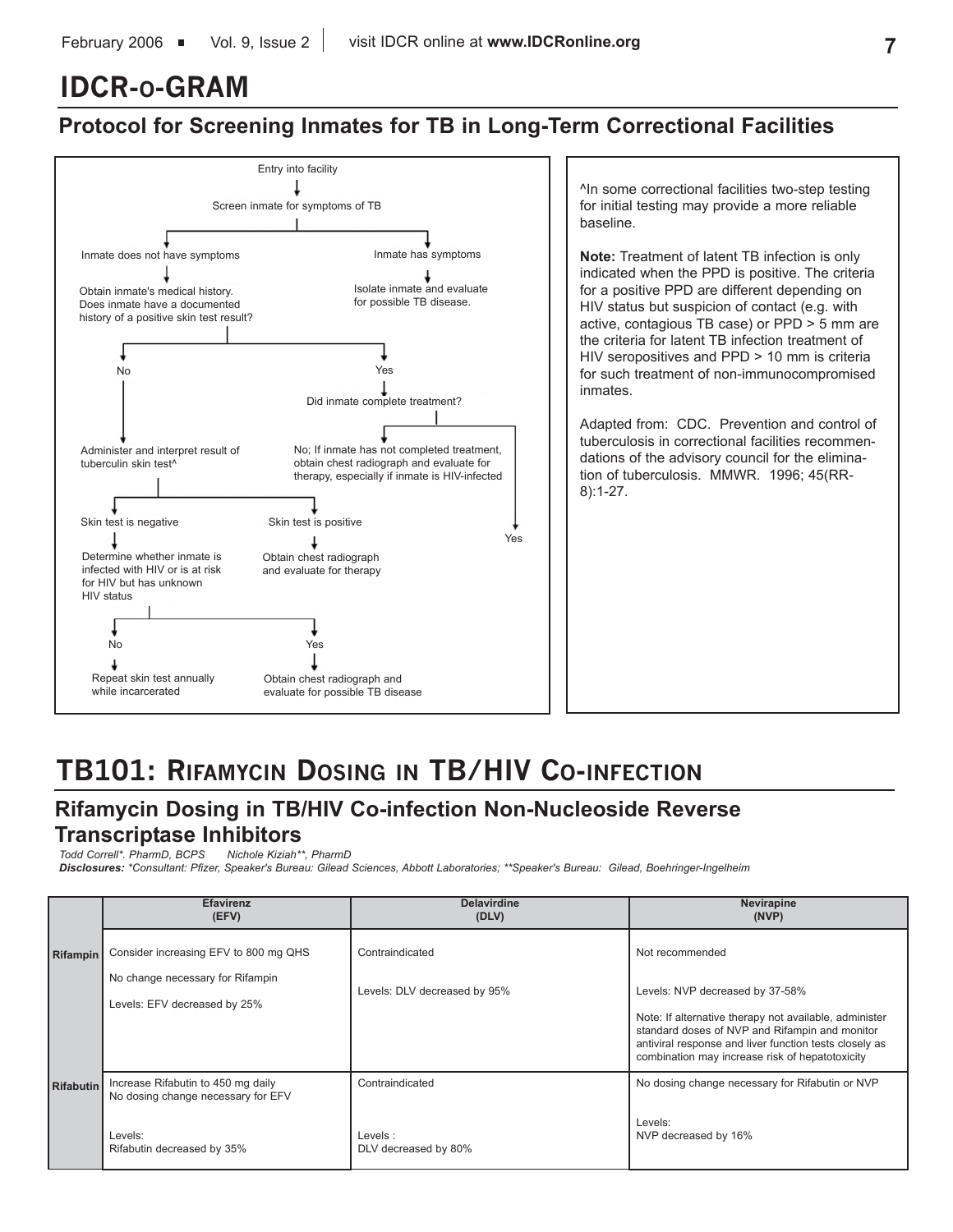# IDCR-o-GRAM

## Protocol for Screening Inmates for TB in Long-Term Correctional Facilities

Entry into facility

↓

Screen inmate for symptoms of TB

- **Inmate does not have symptoms**
  - Obtain inmate's medical history. Does inmate have a documented history of a positive skin test result?
    - **No**
      - Administer and interpret result of tuberculin skin test^
        - **Skin test is negative**
          - Determine whether inmate is infected with HIV or is at risk for HIV but has unknown HIV status
            - **No** → Repeat skin test annually while incarcerated
            - **Yes** → Obtain chest radiograph and evaluate for possible TB disease
        - **Skin test is positive**
          - Obtain chest radiograph and evaluate for therapy
    - **Yes**
      - Did inmate complete treatment?
        - No; If inmate has not completed treatment, obtain chest radiograph and evaluate for therapy, especially if inmate is HIV-infected
        - Yes
- **Inmate has symptoms**
  - Isolate inmate and evaluate for possible TB disease.

^In some correctional facilities two-step testing for initial testing may provide a more reliable baseline.

**Note:** Treatment of latent TB infection is only indicated when the PPD is positive. The criteria for a positive PPD are different depending on HIV status but suspicion of contact (e.g. with active, contagious TB case) or PPD > 5 mm are the criteria for latent TB infection treatment of HIV seropositives and PPD > 10 mm is criteria for such treatment of non-immunocompromised inmates.

Adapted from: CDC. Prevention and control of tuberculosis in correctional facilities recommendations of the advisory council for the elimination of tuberculosis. MMWR. 1996; 45(RR-8):1-27.

# TB101: Rifamycin Dosing in TB/HIV Co-infection

## Rifamycin Dosing in TB/HIV Co-infection Non-Nucleoside Reverse Transcriptase Inhibitors

*Todd Correll\*. PharmD, BCPS     Nichole Kiziah\*\*, PharmD*

***Disclosures:*** *\*Consultant: Pfizer, Speaker's Bureau: Gilead Sciences, Abbott Laboratories; \*\*Speaker's Bureau: Gilead, Boehringer-Ingelheim*

| | Efavirenz (EFV) | Delavirdine (DLV) | Nevirapine (NVP) |
|---|---|---|---|
| **Rifampin** | Consider increasing EFV to 800 mg QHS<br><br>No change necessary for Rifampin<br><br>Levels: EFV decreased by 25% | Contraindicated<br><br>Levels: DLV decreased by 95% | Not recommended<br><br>Levels: NVP decreased by 37-58%<br><br>Note: If alternative therapy not available, administer standard doses of NVP and Rifampin and monitor antiviral response and liver function tests closely as combination may increase risk of hepatotoxicity |
| **Rifabutin** | Increase Rifabutin to 450 mg daily<br>No dosing change necessary for EFV<br><br>Levels:<br>Rifabutin decreased by 35% | Contraindicated<br><br>Levels :<br>DLV decreased by 80% | No dosing change necessary for Rifabutin or NVP<br><br>Levels:<br>NVP decreased by 16% |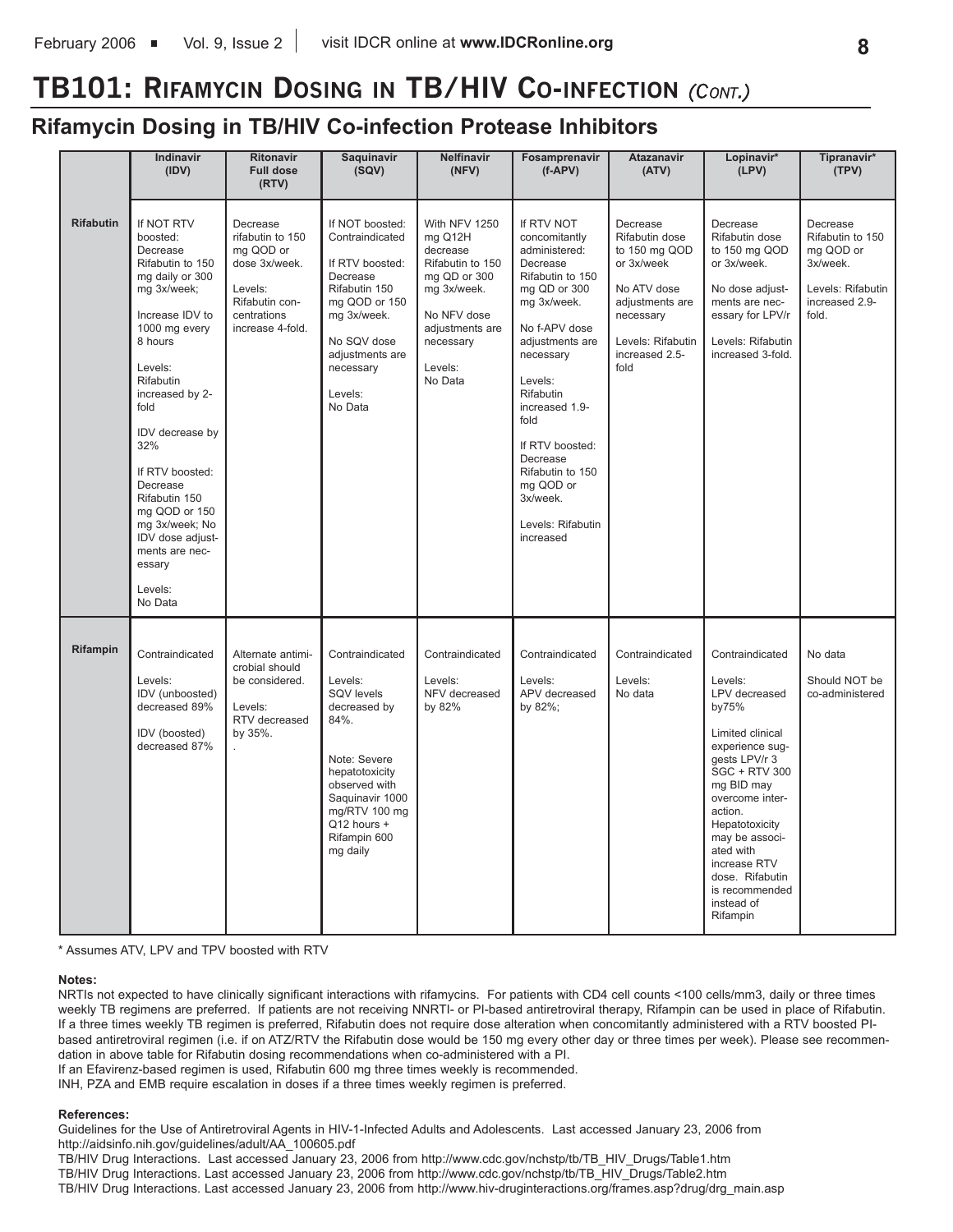# TB101: Rifamycin Dosing in TB/HIV Co-infection *(Cont.)*

## Rifamycin Dosing in TB/HIV Co-infection Protease Inhibitors

| | Indinavir (IDV) | Ritonavir Full dose (RTV) | Saquinavir (SQV) | Nelfinavir (NFV) | Fosamprenavir (f-APV) | Atazanavir (ATV) | Lopinavir* (LPV) | Tipranavir* (TPV) |
|---|---|---|---|---|---|---|---|---|
| **Rifabutin** | If NOT RTV boosted: Decrease Rifabutin to 150 mg daily or 300 mg 3x/week; Increase IDV to 1000 mg every 8 hours Levels: Rifabutin increased by 2-fold IDV decrease by 32% If RTV boosted: Decrease Rifabutin 150 mg QOD or 150 mg 3x/week; No IDV dose adjustments are necessary Levels: No Data | Decrease rifabutin to 150 mg QOD or dose 3x/week. Levels: Rifabutin concentrations increase 4-fold. | If NOT boosted: Contraindicated If RTV boosted: Decrease Rifabutin 150 mg QOD or 150 mg 3x/week. No SQV dose adjustments are necessary Levels: No Data | With NFV 1250 mg Q12H decrease Rifabutin to 150 mg QD or 300 mg 3x/week. No NFV dose adjustments are necessary Levels: No Data | If RTV NOT concomitantly administered: Decrease Rifabutin to 150 mg QD or 300 mg 3x/week. No f-APV dose adjustments are necessary Levels: Rifabutin increased 1.9-fold If RTV boosted: Decrease Rifabutin to 150 mg QOD or 3x/week. Levels: Rifabutin increased | Decrease Rifabutin dose to 150 mg QOD or 3x/week No ATV dose adjustments are necessary Levels: Rifabutin increased 2.5-fold | Decrease Rifabutin dose to 150 mg QOD or 3x/week. No dose adjustments are necessary for LPV/r Levels: Rifabutin increased 3-fold. | Decrease Rifabutin to 150 mg QOD or 3x/week. Levels: Rifabutin increased 2.9-fold. |
| **Rifampin** | Contraindicated Levels: IDV (unboosted) decreased 89% IDV (boosted) decreased 87% | Alternate antimicrobial should be considered. Levels: RTV decreased by 35%. . | Contraindicated Levels: SQV levels decreased by 84%. Note: Severe hepatotoxicity observed with Saquinavir 1000 mg/RTV 100 mg Q12 hours + Rifampin 600 mg daily | Contraindicated Levels: NFV decreased by 82% | Contraindicated Levels: APV decreased by 82%; | Contraindicated Levels: No data | Contraindicated Levels: LPV decreased by75% Limited clinical experience suggests LPV/r 3 SGC + RTV 300 mg BID may overcome interaction. Hepatotoxicity may be associated with increase RTV dose. Rifabutin is recommended instead of Rifampin | No data Should NOT be co-administered |

\* Assumes ATV, LPV and TPV boosted with RTV

**Notes:**

NRTIs not expected to have clinically significant interactions with rifamycins. For patients with CD4 cell counts <100 cells/mm3, daily or three times weekly TB regimens are preferred. If patients are not receiving NNRTI- or PI-based antiretroviral therapy, Rifampin can be used in place of Rifabutin. If a three times weekly TB regimen is preferred, Rifabutin does not require dose alteration when concomitantly administered with a RTV boosted PI-based antiretroviral regimen (i.e. if on ATZ/RTV the Rifabutin dose would be 150 mg every other day or three times per week). Please see recommendation in above table for Rifabutin dosing recommendations when co-administered with a PI.

If an Efavirenz-based regimen is used, Rifabutin 600 mg three times weekly is recommended.

INH, PZA and EMB require escalation in doses if a three times weekly regimen is preferred.

**References:**

Guidelines for the Use of Antiretroviral Agents in HIV-1-Infected Adults and Adolescents. Last accessed January 23, 2006 from http://aidsinfo.nih.gov/guidelines/adult/AA_100605.pdf

TB/HIV Drug Interactions. Last accessed January 23, 2006 from http://www.cdc.gov/nchstp/tb/TB_HIV_Drugs/Table1.htm

TB/HIV Drug Interactions. Last accessed January 23, 2006 from http://www.cdc.gov/nchstp/tb/TB_HIV_Drugs/Table2.htm

TB/HIV Drug Interactions. Last accessed January 23, 2006 from http://www.hiv-druginteractions.org/frames.asp?drug/drg_main.asp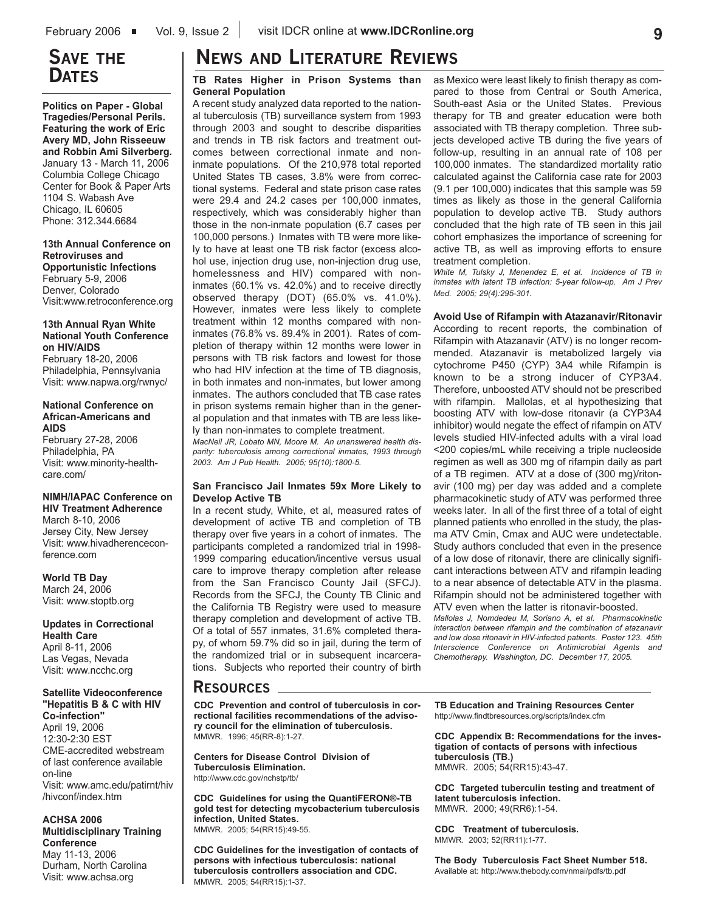## Save the Dates

**Politics on Paper - Global Tragedies/Personal Perils. Featuring the work of Eric Avery MD, John Risseeuw and Robbin Ami Silverberg.**
January 13 - March 11, 2006
Columbia College Chicago
Center for Book & Paper Arts
1104 S. Wabash Ave
Chicago, IL 60605
Phone: 312.344.6684

**13th Annual Conference on Retroviruses and Opportunistic Infections**
February 5-9, 2006
Denver, Colorado
Visit:www.retroconference.org

**13th Annual Ryan White National Youth Conference on HIV/AIDS**
February 18-20, 2006
Philadelphia, Pennsylvania
Visit: www.napwa.org/rwnyc/

**National Conference on African-Americans and AIDS**
February 27-28, 2006
Philadelphia, PA
Visit: www.minority-healthcare.com/

**NIMH/IAPAC Conference on HIV Treatment Adherence**
March 8-10, 2006
Jersey City, New Jersey
Visit: www.hivadherenceconference.com

**World TB Day**
March 24, 2006
Visit: www.stoptb.org

**Updates in Correctional Health Care**
April 8-11, 2006
Las Vegas, Nevada
Visit: www.ncchc.org

**Satellite Videoconference "Hepatitis B & C with HIV Co-infection"**
April 19, 2006
12:30-2:30 EST
CME-accredited webstream of last conference available on-line
Visit: www.amc.edu/patirnt/hiv/hivconf/index.htm

**ACHSA 2006 Multidisciplinary Training Conference**
May 11-13, 2006
Durham, North Carolina
Visit: www.achsa.org

## News and Literature Reviews

### TB Rates Higher in Prison Systems than General Population

A recent study analyzed data reported to the national tuberculosis (TB) surveillance system from 1993 through 2003 and sought to describe disparities and trends in TB risk factors and treatment outcomes between correctional inmate and non-inmate populations. Of the 210,978 total reported United States TB cases, 3.8% were from correctional systems. Federal and state prison case rates were 29.4 and 24.2 cases per 100,000 inmates, respectively, which was considerably higher than those in the non-inmate population (6.7 cases per 100,000 persons.) Inmates with TB were more likely to have at least one TB risk factor (excess alcohol use, injection drug use, non-injection drug use, homelessness and HIV) compared with non-inmates (60.1% vs. 42.0%) and to receive directly observed therapy (DOT) (65.0% vs. 41.0%). However, inmates were less likely to complete treatment within 12 months compared with non-inmates (76.8% vs. 89.4% in 2001). Rates of completion of therapy within 12 months were lower in persons with TB risk factors and lowest for those who had HIV infection at the time of TB diagnosis, in both inmates and non-inmates, but lower among inmates. The authors concluded that TB case rates in prison systems remain higher than in the general population and that inmates with TB are less likely than non-inmates to complete treatment.

*MacNeil JR, Lobato MN, Moore M. An unanswered health disparity: tuberculosis among correctional inmates, 1993 through 2003. Am J Pub Health. 2005; 95(10):1800-5.*

### San Francisco Jail Inmates 59x More Likely to Develop Active TB

In a recent study, White, et al, measured rates of development of active TB and completion of TB therapy over five years in a cohort of inmates. The participants completed a randomized trial in 1998-1999 comparing education/incentive versus usual care to improve therapy completion after release from the San Francisco County Jail (SFCJ). Records from the SFCJ, the County TB Clinic and the California TB Registry were used to measure therapy completion and development of active TB. Of a total of 557 inmates, 31.6% completed therapy, of whom 59.7% did so in jail, during the term of the randomized trial or in subsequent incarcerations. Subjects who reported their country of birth as Mexico were least likely to finish therapy as compared to those from Central or South America, South-east Asia or the United States. Previous therapy for TB and greater education were both associated with TB therapy completion. Three subjects developed active TB during the five years of follow-up, resulting in an annual rate of 108 per 100,000 inmates. The standardized mortality ratio calculated against the California case rate for 2003 (9.1 per 100,000) indicates that this sample was 59 times as likely as those in the general California population to develop active TB. Study authors concluded that the high rate of TB seen in this jail cohort emphasizes the importance of screening for active TB, as well as improving efforts to ensure treatment completion.

*White M, Tulsky J, Menendez E, et al. Incidence of TB in inmates with latent TB infection: 5-year follow-up. Am J Prev Med. 2005; 29(4):295-301.*

### Avoid Use of Rifampin with Atazanavir/Ritonavir

According to recent reports, the combination of Rifampin with Atazanavir (ATV) is no longer recommended. Atazanavir is metabolized largely via cytochrome P450 (CYP) 3A4 while Rifampin is known to be a strong inducer of CYP3A4. Therefore, unboosted ATV should not be prescribed with rifampin. Mallolas, et al hypothesizing that boosting ATV with low-dose ritonavir (a CYP3A4 inhibitor) would negate the effect of rifampin on ATV levels studied HIV-infected adults with a viral load <200 copies/mL while receiving a triple nucleoside regimen as well as 300 mg of rifampin daily as part of a TB regimen. ATV at a dose of (300 mg)/ritonavir (100 mg) per day was added and a complete pharmacokinetic study of ATV was performed three weeks later. In all of the first three of a total of eight planned patients who enrolled in the study, the plasma ATV Cmin, Cmax and AUC were undetectable. Study authors concluded that even in the presence of a low dose of ritonavir, there are clinically significant interactions between ATV and rifampin leading to a near absence of detectable ATV in the plasma. Rifampin should not be administered together with ATV even when the latter is ritonavir-boosted.

*Mallolas J, Nomdedeu M, Soriano A, et al. Pharmacokinetic interaction between rifampin and the combination of atazanavir and low dose ritonavir in HIV-infected patients. Poster 123. 45th Interscience Conference on Antimicrobial Agents and Chemotherapy. Washington, DC. December 17, 2005.*

## Resources

**CDC Prevention and control of tuberculosis in correctional facilities recommendations of the advisory council for the elimination of tuberculosis.**
MMWR. 1996; 45(RR-8):1-27.

**Centers for Disease Control Division of Tuberculosis Elimination.**
http://www.cdc.gov/nchstp/tb/

**CDC Guidelines for using the QuantiFERON®-TB gold test for detecting mycobacterium tuberculosis infection, United States.**
MMWR. 2005; 54(RR15):49-55.

**CDC Guidelines for the investigation of contacts of persons with infectious tuberculosis: national tuberculosis controllers association and CDC.**
MMWR. 2005; 54(RR15):1-37.

**TB Education and Training Resources Center**
http://www.findtbresources.org/scripts/index.cfm

**CDC Appendix B: Recommendations for the investigation of contacts of persons with infectious tuberculosis (TB.)**
MMWR. 2005; 54(RR15):43-47.

**CDC Targeted tuberculin testing and treatment of latent tuberculosis infection.**
MMWR. 2000; 49(RR6):1-54.

**CDC Treatment of tuberculosis.**
MMWR. 2003; 52(RR11):1-77.

**The Body Tuberculosis Fact Sheet Number 518.**
Available at: http://www.thebody.com/nmai/pdfs/tb.pdf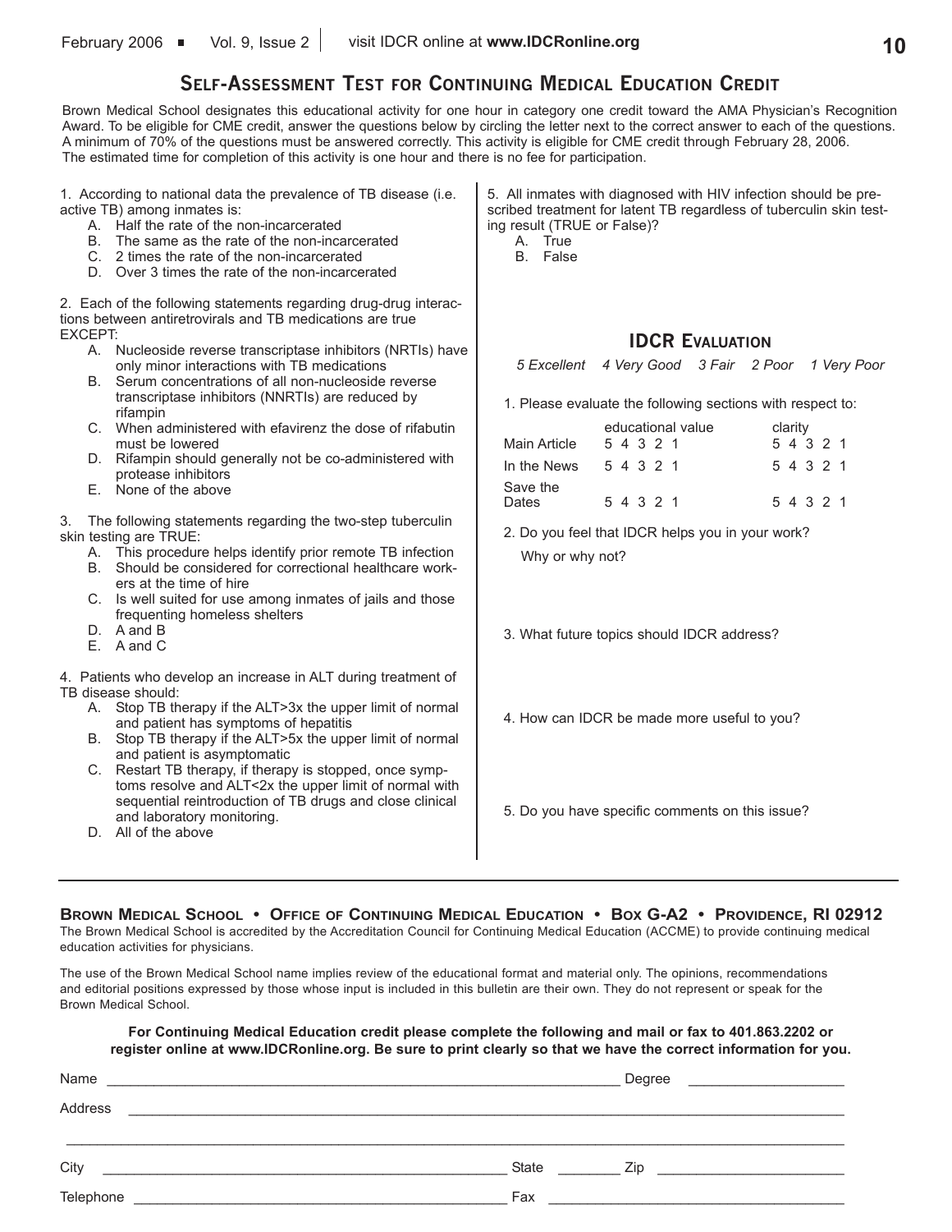## Self-Assessment Test for Continuing Medical Education Credit

Brown Medical School designates this educational activity for one hour in category one credit toward the AMA Physician's Recognition Award. To be eligible for CME credit, answer the questions below by circling the letter next to the correct answer to each of the questions. A minimum of 70% of the questions must be answered correctly. This activity is eligible for CME credit through February 28, 2006. The estimated time for completion of this activity is one hour and there is no fee for participation.

1. According to national data the prevalence of TB disease (i.e. active TB) among inmates is:
   - A. Half the rate of the non-incarcerated
   - B. The same as the rate of the non-incarcerated
   - C. 2 times the rate of the non-incarcerated
   - D. Over 3 times the rate of the non-incarcerated

2. Each of the following statements regarding drug-drug interactions between antiretrovirals and TB medications are true EXCEPT:
   - A. Nucleoside reverse transcriptase inhibitors (NRTIs) have only minor interactions with TB medications
   - B. Serum concentrations of all non-nucleoside reverse transcriptase inhibitors (NNRTIs) are reduced by rifampin
   - C. When administered with efavirenz the dose of rifabutin must be lowered
   - D. Rifampin should generally not be co-administered with protease inhibitors
   - E. None of the above

3. The following statements regarding the two-step tuberculin skin testing are TRUE:
   - A. This procedure helps identify prior remote TB infection
   - B. Should be considered for correctional healthcare workers at the time of hire
   - C. Is well suited for use among inmates of jails and those frequenting homeless shelters
   - D. A and B
   - E. A and C

4. Patients who develop an increase in ALT during treatment of TB disease should:
   - A. Stop TB therapy if the ALT>3x the upper limit of normal and patient has symptoms of hepatitis
   - B. Stop TB therapy if the ALT>5x the upper limit of normal and patient is asymptomatic
   - C. Restart TB therapy, if therapy is stopped, once symptoms resolve and ALT<2x the upper limit of normal with sequential reintroduction of TB drugs and close clinical and laboratory monitoring.
   - D. All of the above

5. All inmates with diagnosed with HIV infection should be prescribed treatment for latent TB regardless of tuberculin skin testing result (TRUE or False)?
   - A. True
   - B. False

### IDCR Evaluation

*5 Excellent 4 Very Good 3 Fair 2 Poor 1 Very Poor*

1. Please evaluate the following sections with respect to:

| | educational value | clarity |
|---|---|---|
| Main Article | 5 4 3 2 1 | 5 4 3 2 1 |
| In the News | 5 4 3 2 1 | 5 4 3 2 1 |
| Save the Dates | 5 4 3 2 1 | 5 4 3 2 1 |

2. Do you feel that IDCR helps you in your work? Why or why not?

3. What future topics should IDCR address?

4. How can IDCR be made more useful to you?

5. Do you have specific comments on this issue?

---

**Brown Medical School • Office of Continuing Medical Education • Box G-A2 • Providence, RI 02912**

The Brown Medical School is accredited by the Accreditation Council for Continuing Education (ACCME) to provide continuing medical education activities for physicians.

The use of the Brown Medical School name implies review of the educational format and material only. The opinions, recommendations and editorial positions expressed by those whose input is included in this bulletin are their own. They do not represent or speak for the Brown Medical School.

**For Continuing Medical Education credit please complete the following and mail or fax to 401.863.2202 or register online at www.IDCRonline.org. Be sure to print clearly so that we have the correct information for you.**

Name ______________________________ Degree ______________

Address ______________________________________________

______________________________________________________

City ______________________ State ________ Zip ______________

Telephone ______________________ Fax ______________________